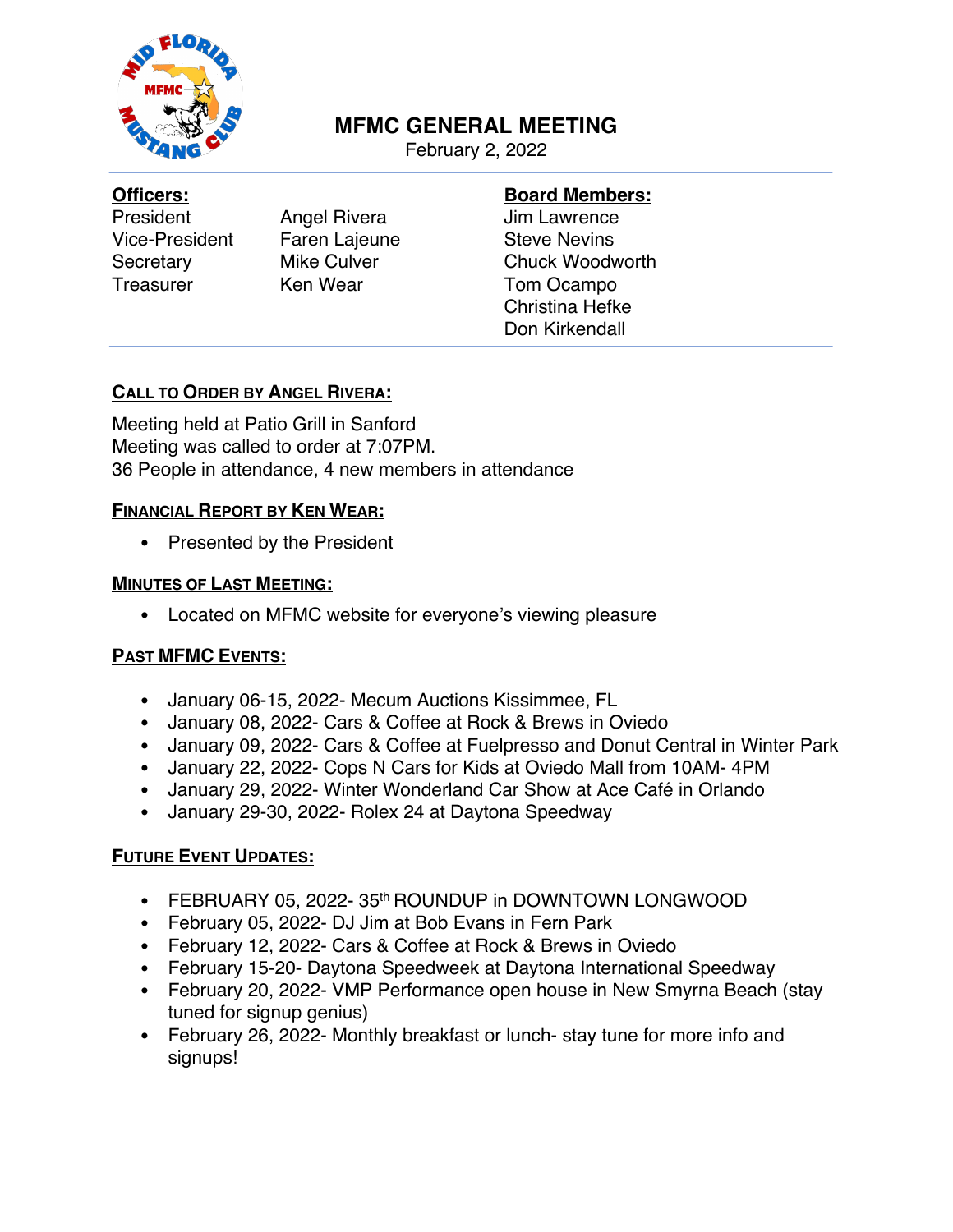# MFMC GENERAL MEETING

February 2, 2022

| **Officers:** | | **Board Members:** |
|---|---|---|
| President | Angel Rivera | Jim Lawrence |
| Vice-President | Faren Lajeune | Steve Nevins |
| Secretary | Mike Culver | Chuck Woodworth |
| Treasurer | Ken Wear | Tom Ocampo |
| | | Christina Hefke |
| | | Don Kirkendall |

## CALL TO ORDER BY ANGEL RIVERA:

Meeting held at Patio Grill in Sanford
Meeting was called to order at 7:07PM.
36 People in attendance, 4 new members in attendance

## FINANCIAL REPORT BY KEN WEAR:

- Presented by the President

## MINUTES OF LAST MEETING:

- Located on MFMC website for everyone's viewing pleasure

## PAST MFMC EVENTS:

- January 06-15, 2022- Mecum Auctions Kissimmee, FL
- January 08, 2022- Cars & Coffee at Rock & Brews in Oviedo
- January 09, 2022- Cars & Coffee at Fuelpresso and Donut Central in Winter Park
- January 22, 2022- Cops N Cars for Kids at Oviedo Mall from 10AM- 4PM
- January 29, 2022- Winter Wonderland Car Show at Ace Café in Orlando
- January 29-30, 2022- Rolex 24 at Daytona Speedway

## FUTURE EVENT UPDATES:

- FEBRUARY 05, 2022- 35th ROUNDUP in DOWNTOWN LONGWOOD
- February 05, 2022- DJ Jim at Bob Evans in Fern Park
- February 12, 2022- Cars & Coffee at Rock & Brews in Oviedo
- February 15-20- Daytona Speedweek at Daytona International Speedway
- February 20, 2022- VMP Performance open house in New Smyrna Beach (stay tuned for signup genius)
- February 26, 2022- Monthly breakfast or lunch- stay tune for more info and signups!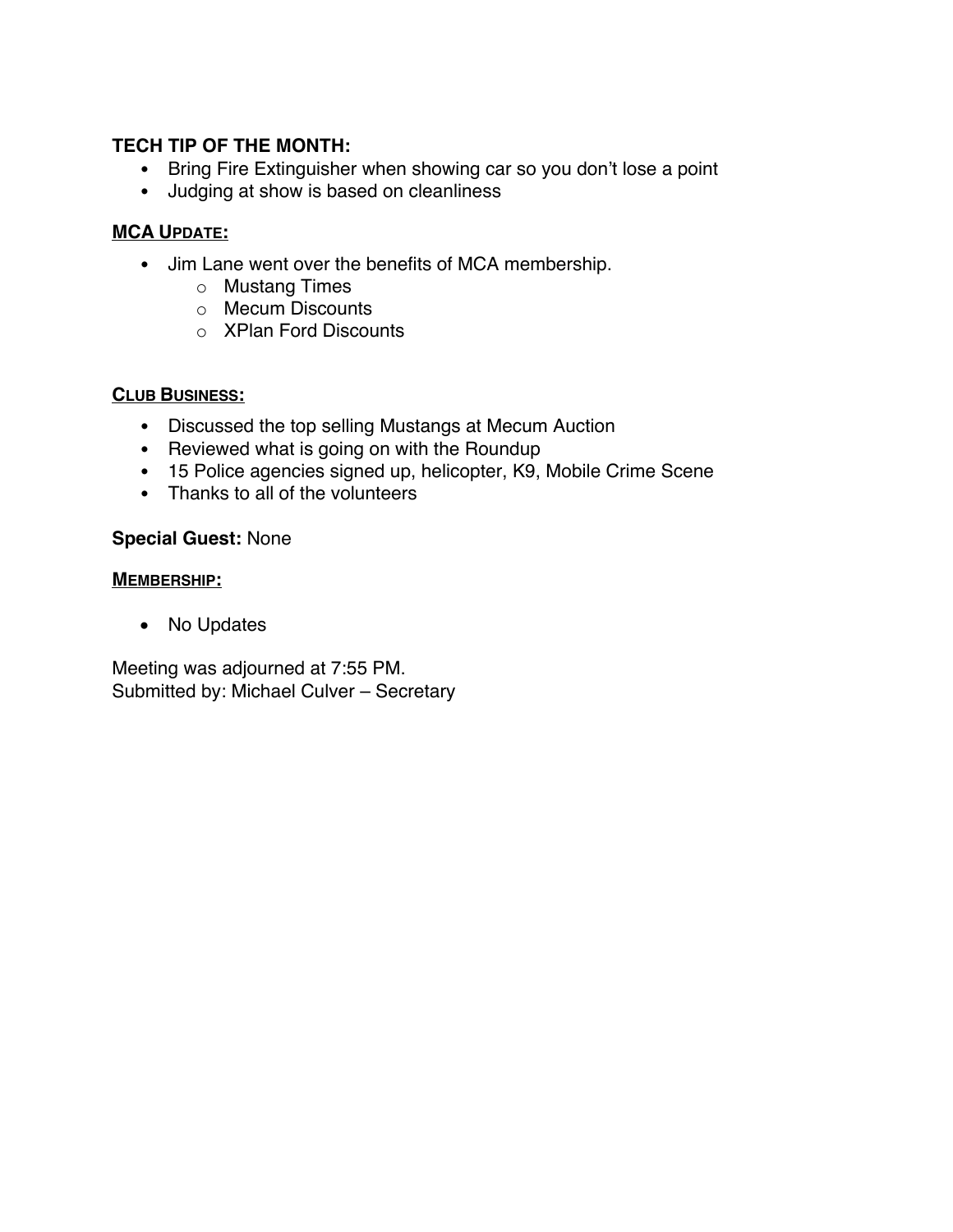**TECH TIP OF THE MONTH:**

- Bring Fire Extinguisher when showing car so you don't lose a point
- Judging at show is based on cleanliness

## MCA UPDATE:

- Jim Lane went over the benefits of MCA membership.
  - Mustang Times
  - Mecum Discounts
  - XPlan Ford Discounts

## CLUB BUSINESS:

- Discussed the top selling Mustangs at Mecum Auction
- Reviewed what is going on with the Roundup
- 15 Police agencies signed up, helicopter, K9, Mobile Crime Scene
- Thanks to all of the volunteers

**Special Guest:** None

## MEMBERSHIP:

- No Updates

Meeting was adjourned at 7:55 PM.
Submitted by: Michael Culver – Secretary